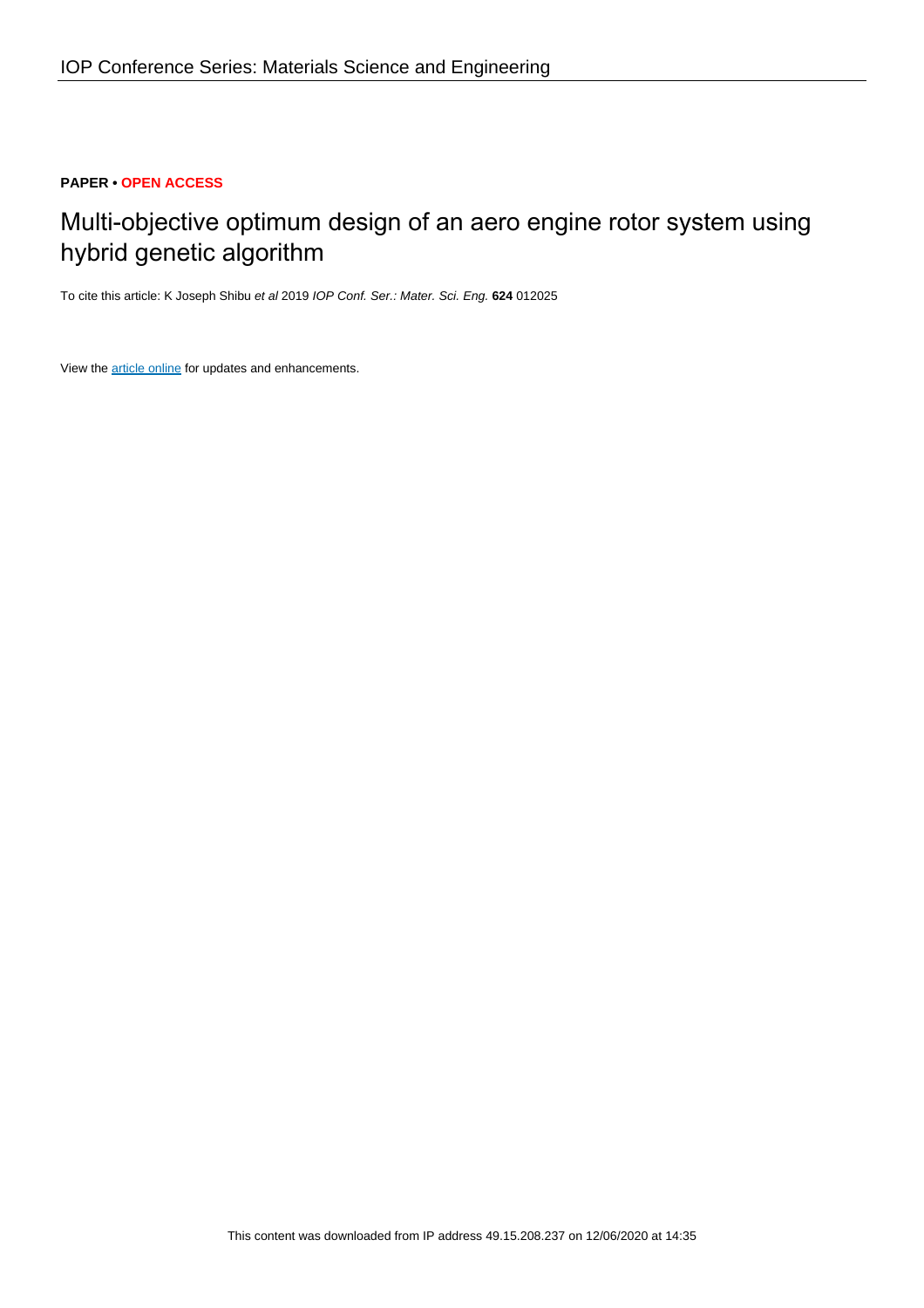**PAPER • OPEN ACCESS**

# Multi-objective optimum design of an aero engine rotor system using hybrid genetic algorithm

To cite this article: K Joseph Shibu *et al* 2019 *IOP Conf. Ser.: Mater. Sci. Eng.* **624** 012025

View the article online for updates and enhancements.

This content was downloaded from IP address 49.15.208.237 on 12/06/2020 at 14:35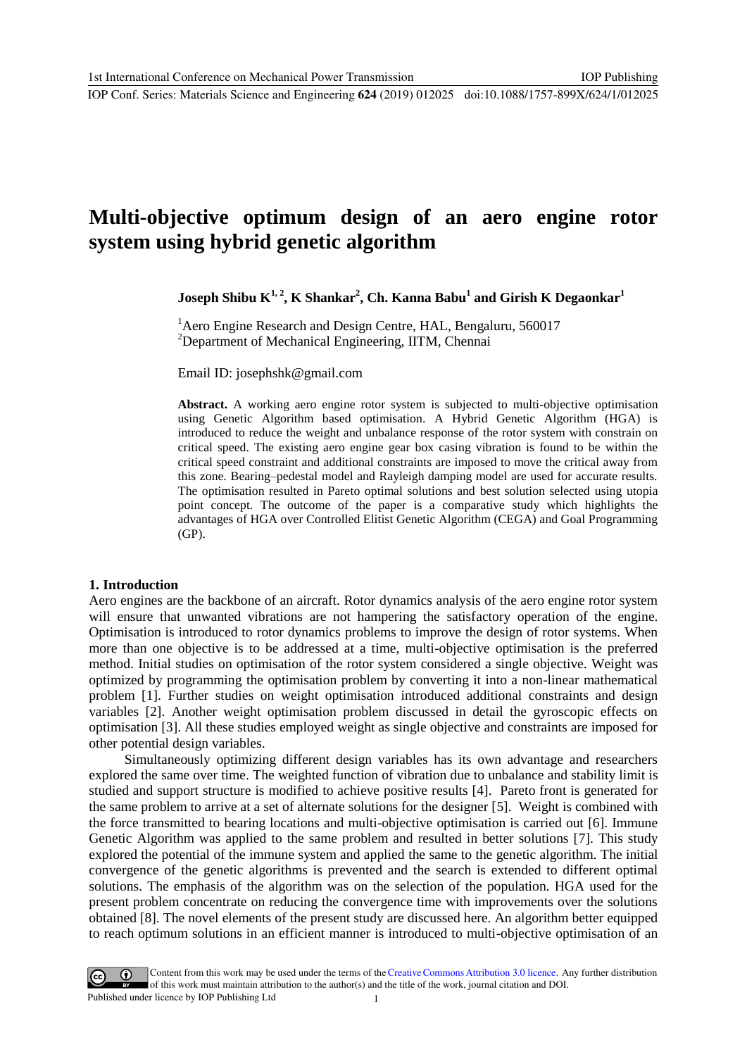# Multi-objective optimum design of an aero engine rotor system using hybrid genetic algorithm

**Joseph Shibu K[1, 2], K Shankar[2], Ch. Kanna Babu[1] and Girish K Degaonkar[1]**

[1]Aero Engine Research and Design Centre, HAL, Bengaluru, 560017
[2]Department of Mechanical Engineering, IITM, Chennai

Email ID: josephshk@gmail.com

**Abstract.** A working aero engine rotor system is subjected to multi-objective optimisation using Genetic Algorithm based optimisation. A Hybrid Genetic Algorithm (HGA) is introduced to reduce the weight and unbalance response of the rotor system with constrain on critical speed. The existing aero engine gear box casing vibration is found to be within the critical speed constraint and additional constraints are imposed to move the critical away from this zone. Bearing–pedestal model and Rayleigh damping model are used for accurate results. The optimisation resulted in Pareto optimal solutions and best solution selected using utopia point concept. The outcome of the paper is a comparative study which highlights the advantages of HGA over Controlled Elitist Genetic Algorithm (CEGA) and Goal Programming (GP).

## 1. Introduction

Aero engines are the backbone of an aircraft. Rotor dynamics analysis of the aero engine rotor system will ensure that unwanted vibrations are not hampering the satisfactory operation of the engine. Optimisation is introduced to rotor dynamics problems to improve the design of rotor systems. When more than one objective is to be addressed at a time, multi-objective optimisation is the preferred method. Initial studies on optimisation of the rotor system considered a single objective. Weight was optimized by programming the optimisation problem by converting it into a non-linear mathematical problem [1]. Further studies on weight optimisation introduced additional constraints and design variables [2]. Another weight optimisation problem discussed in detail the gyroscopic effects on optimisation [3]. All these studies employed weight as single objective and constraints are imposed for other potential design variables.

Simultaneously optimizing different design variables has its own advantage and researchers explored the same over time. The weighted function of vibration due to unbalance and stability limit is studied and support structure is modified to achieve positive results [4]. Pareto front is generated for the same problem to arrive at a set of alternate solutions for the designer [5]. Weight is combined with the force transmitted to bearing locations and multi-objective optimisation is carried out [6]. Immune Genetic Algorithm was applied to the same problem and resulted in better solutions [7]. This study explored the potential of the immune system and applied the same to the genetic algorithm. The initial convergence of the genetic algorithms is prevented and the search is extended to different optimal solutions. The emphasis of the algorithm was on the selection of the population. HGA used for the present problem concentrate on reducing the convergence time with improvements over the solutions obtained [8]. The novel elements of the present study are discussed here. An algorithm better equipped to reach optimum solutions in an efficient manner is introduced to multi-objective optimisation of an

Content from this work may be used under the terms of the Creative Commons Attribution 3.0 licence. Any further distribution of this work must maintain attribution to the author(s) and the title of the work, journal citation and DOI.
Published under licence by IOP Publishing Ltd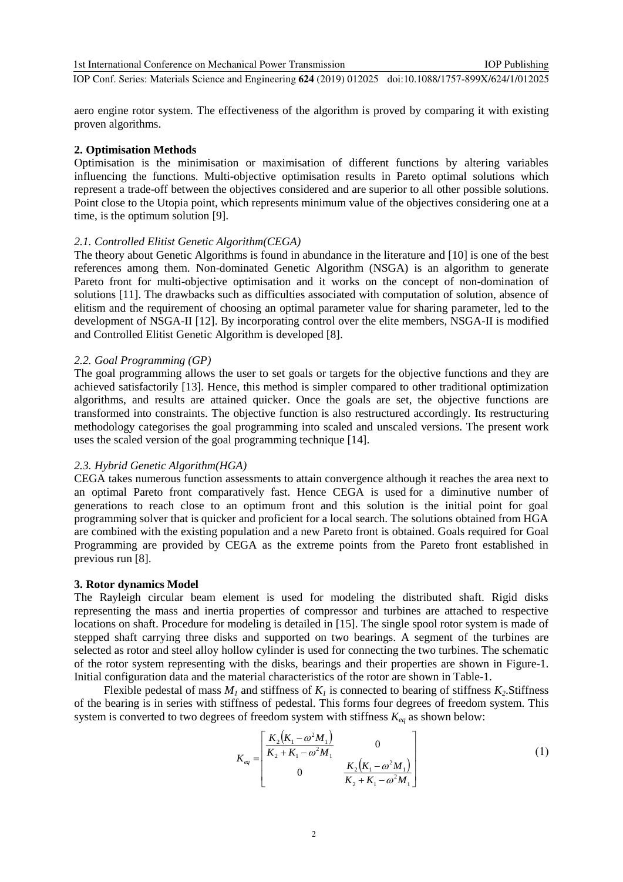aero engine rotor system. The effectiveness of the algorithm is proved by comparing it with existing proven algorithms.

## 2. Optimisation Methods

Optimisation is the minimisation or maximisation of different functions by altering variables influencing the functions. Multi-objective optimisation results in Pareto optimal solutions which represent a trade-off between the objectives considered and are superior to all other possible solutions. Point close to the Utopia point, which represents minimum value of the objectives considering one at a time, is the optimum solution [9].

### *2.1. Controlled Elitist Genetic Algorithm(CEGA)*

The theory about Genetic Algorithms is found in abundance in the literature and [10] is one of the best references among them. Non-dominated Genetic Algorithm (NSGA) is an algorithm to generate Pareto front for multi-objective optimisation and it works on the concept of non-domination of solutions [11]. The drawbacks such as difficulties associated with computation of solution, absence of elitism and the requirement of choosing an optimal parameter value for sharing parameter, led to the development of NSGA-II [12]. By incorporating control over the elite members, NSGA-II is modified and Controlled Elitist Genetic Algorithm is developed [8].

### *2.2. Goal Programming (GP)*

The goal programming allows the user to set goals or targets for the objective functions and they are achieved satisfactorily [13]. Hence, this method is simpler compared to other traditional optimization algorithms, and results are attained quicker. Once the goals are set, the objective functions are transformed into constraints. The objective function is also restructured accordingly. Its restructuring methodology categorises the goal programming into scaled and unscaled versions. The present work uses the scaled version of the goal programming technique [14].

### *2.3. Hybrid Genetic Algorithm(HGA)*

CEGA takes numerous function assessments to attain convergence although it reaches the area next to an optimal Pareto front comparatively fast. Hence CEGA is used for a diminutive number of generations to reach close to an optimum front and this solution is the initial point for goal programming solver that is quicker and proficient for a local search. The solutions obtained from HGA are combined with the existing population and a new Pareto front is obtained. Goals required for Goal Programming are provided by CEGA as the extreme points from the Pareto front established in previous run [8].

## 3. Rotor dynamics Model

The Rayleigh circular beam element is used for modeling the distributed shaft. Rigid disks representing the mass and inertia properties of compressor and turbines are attached to respective locations on shaft. Procedure for modeling is detailed in [15]. The single spool rotor system is made of stepped shaft carrying three disks and supported on two bearings. A segment of the turbines are selected as rotor and steel alloy hollow cylinder is used for connecting the two turbines. The schematic of the rotor system representing with the disks, bearings and their properties are shown in Figure-1. Initial configuration data and the material characteristics of the rotor are shown in Table-1.

Flexible pedestal of mass $M_1$ and stiffness of $K_1$ is connected to bearing of stiffness $K_2$.Stiffness of the bearing is in series with stiffness of pedestal. This forms four degrees of freedom system. This system is converted to two degrees of freedom system with stiffness $K_{eq}$ as shown below:

$$K_{eq} = \begin{bmatrix} \dfrac{K_2\left(K_1 - \omega^2 M_1\right)}{K_2 + K_1 - \omega^2 M_1} & 0 \\ 0 & \dfrac{K_2\left(K_1 - \omega^2 M_1\right)}{K_2 + K_1 - \omega^2 M_1} \end{bmatrix} \tag{1}$$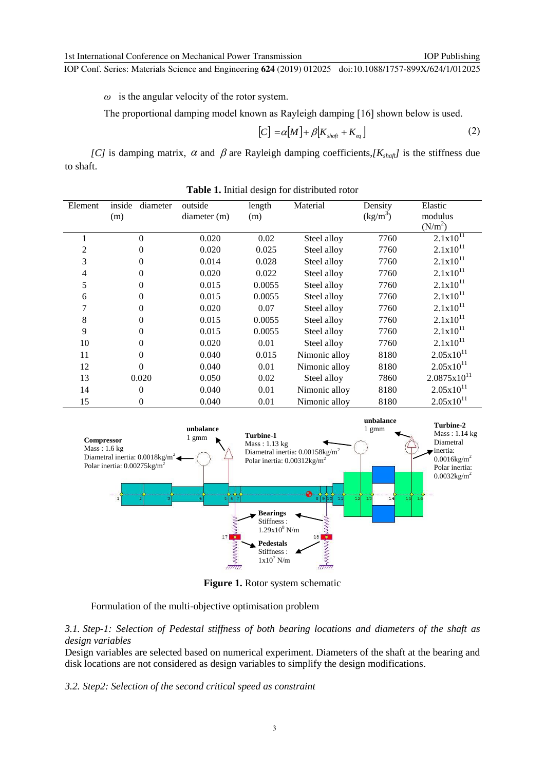$\omega$ is the angular velocity of the rotor system.

The proportional damping model known as Rayleigh damping [16] shown below is used.

$$[C] = \alpha[M] + \beta[K_{shaft} + K_{eq}] \tag{2}$$

*[C]* is damping matrix, $\alpha$ and $\beta$ are Rayleigh damping coefficients, $[K_{shaft}]$ is the stiffness due to shaft.

**Table 1.** Initial design for distributed rotor

| Element | inside diameter (m) | outside diameter (m) | length (m) | Material | Density (kg/m$^3$) | Elastic modulus (N/m$^2$) |
|---|---|---|---|---|---|---|
| 1 | 0 | 0.020 | 0.02 | Steel alloy | 7760 | 2.1x10$^{11}$ |
| 2 | 0 | 0.020 | 0.025 | Steel alloy | 7760 | 2.1x10$^{11}$ |
| 3 | 0 | 0.014 | 0.028 | Steel alloy | 7760 | 2.1x10$^{11}$ |
| 4 | 0 | 0.020 | 0.022 | Steel alloy | 7760 | 2.1x10$^{11}$ |
| 5 | 0 | 0.015 | 0.0055 | Steel alloy | 7760 | 2.1x10$^{11}$ |
| 6 | 0 | 0.015 | 0.0055 | Steel alloy | 7760 | 2.1x10$^{11}$ |
| 7 | 0 | 0.020 | 0.07 | Steel alloy | 7760 | 2.1x10$^{11}$ |
| 8 | 0 | 0.015 | 0.0055 | Steel alloy | 7760 | 2.1x10$^{11}$ |
| 9 | 0 | 0.015 | 0.0055 | Steel alloy | 7760 | 2.1x10$^{11}$ |
| 10 | 0 | 0.020 | 0.01 | Steel alloy | 7760 | 2.1x10$^{11}$ |
| 11 | 0 | 0.040 | 0.015 | Nimonic alloy | 8180 | 2.05x10$^{11}$ |
| 12 | 0 | 0.040 | 0.01 | Nimonic alloy | 8180 | 2.05x10$^{11}$ |
| 13 | 0.020 | 0.050 | 0.02 | Steel alloy | 7860 | 2.0875x10$^{11}$ |
| 14 | 0 | 0.040 | 0.01 | Nimonic alloy | 8180 | 2.05x10$^{11}$ |
| 15 | 0 | 0.040 | 0.01 | Nimonic alloy | 8180 | 2.05x10$^{11}$ |

**Figure 1.** Rotor system schematic

Formulation of the multi-objective optimisation problem

*3.1. Step-1: Selection of Pedestal stiffness of both bearing locations and diameters of the shaft as design variables*

Design variables are selected based on numerical experiment. Diameters of the shaft at the bearing and disk locations are not considered as design variables to simplify the design modifications.

*3.2. Step2: Selection of the second critical speed as constraint*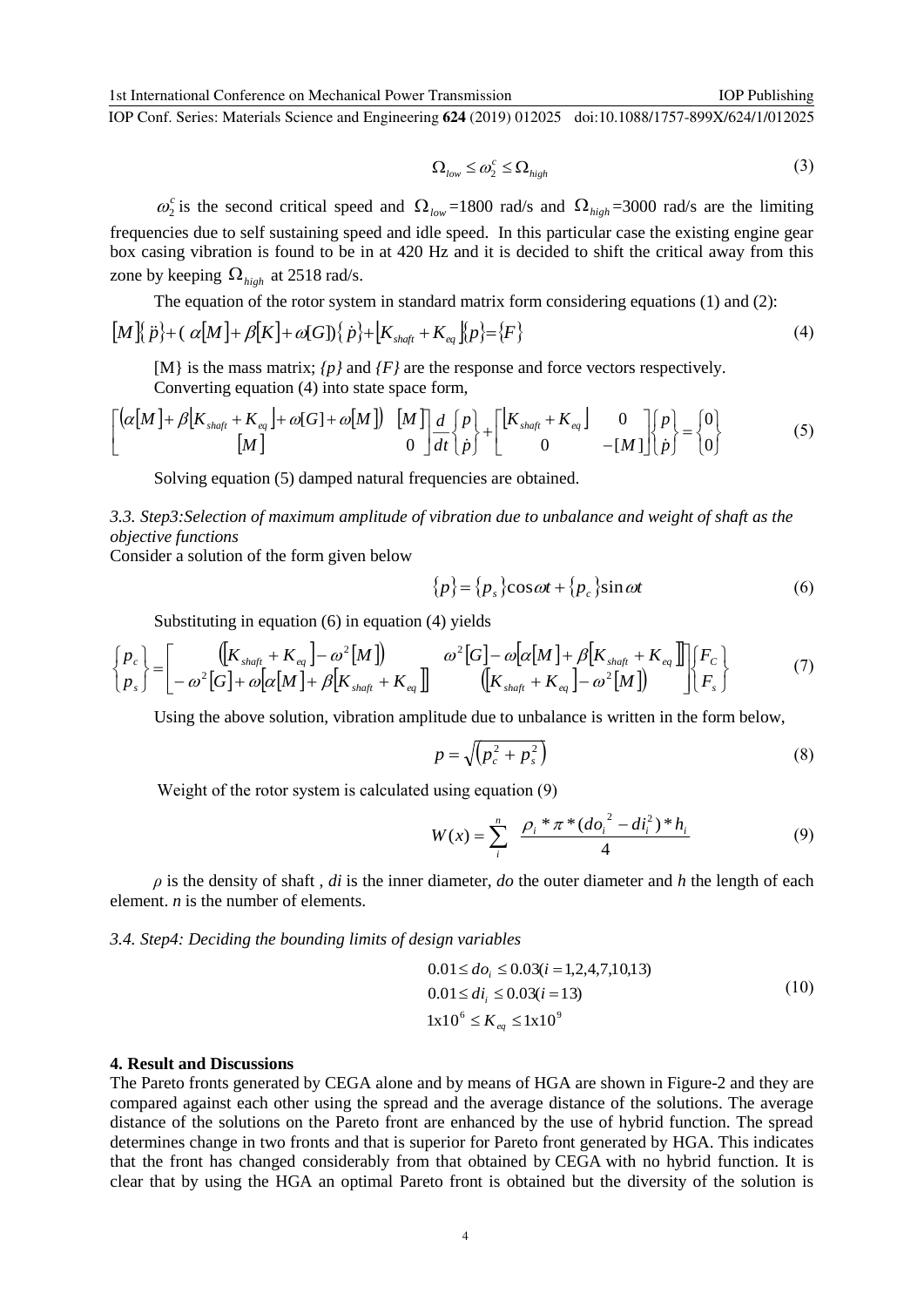$$\Omega_{low} \leq \omega_2^c \leq \Omega_{high} \tag{3}$$

$\omega_2^c$ is the second critical speed and $\Omega_{low}$=1800 rad/s and $\Omega_{high}$=3000 rad/s are the limiting frequencies due to self sustaining speed and idle speed. In this particular case the existing engine gear box casing vibration is found to be in at 420 Hz and it is decided to shift the critical away from this zone by keeping $\Omega_{high}$ at 2518 rad/s.

The equation of the rotor system in standard matrix form considering equations (1) and (2):

$$[M]\{\ddot{p}\}+(\alpha[M]+\beta[K]+\omega[G])\{\dot{p}\}+[K_{shaft}+K_{eq}]\{p\}=\{F\} \tag{4}$$

[M} is the mass matrix; *{p}* and *{F}* are the response and force vectors respectively.

Converting equation (4) into state space form,

$$\begin{bmatrix} (\alpha[M]+\beta[K_{shaft}+K_{eq}]+\omega[G]+\omega[M]) & [M] \\ [M] & 0 \end{bmatrix} \frac{d}{dt}\begin{Bmatrix} p \\ \dot{p} \end{Bmatrix} + \begin{bmatrix} [K_{shaft}+K_{eq}] & 0 \\ 0 & -[M] \end{bmatrix}\begin{Bmatrix} p \\ \dot{p} \end{Bmatrix} = \begin{Bmatrix} 0 \\ 0 \end{Bmatrix} \tag{5}$$

Solving equation (5) damped natural frequencies are obtained.

### 3.3. Step3:Selection of maximum amplitude of vibration due to unbalance and weight of shaft as the objective functions

Consider a solution of the form given below

$$\{p\}=\{p_s\}\cos\omega t+\{p_c\}\sin\omega t \tag{6}$$

Substituting in equation (6) in equation (4) yields

$$\begin{Bmatrix} p_c \\ p_s \end{Bmatrix} = \begin{bmatrix} ([K_{shaft}+K_{eq}]-\omega^2[M]) & \omega^2[G]-\omega[\alpha[M]+\beta[K_{shaft}+K_{eq}]] \\ -\omega^2[G]+\omega[\alpha[M]+\beta[K_{shaft}+K_{eq}]] & ([K_{shaft}+K_{eq}]-\omega^2[M]) \end{bmatrix}\begin{Bmatrix} F_C \\ F_s \end{Bmatrix} \tag{7}$$

Using the above solution, vibration amplitude due to unbalance is written in the form below,

$$p=\sqrt{\left(p_c^2+p_s^2\right)} \tag{8}$$

Weight of the rotor system is calculated using equation (9)

$$W(x)=\sum_i^n \frac{\rho_i * \pi * (do_i^{\,2}-di_i^2) * h_i}{4} \tag{9}$$

$\rho$ is the density of shaft , $di$ is the inner diameter, $do$ the outer diameter and $h$ the length of each element. $n$ is the number of elements.

### 3.4. Step4: Deciding the bounding limits of design variables

$$\begin{aligned} &0.01 \leq do_i \leq 0.03 (i=1,2,4,7,10,13) \\ &0.01 \leq di_i \leq 0.03 (i=13) \\ &1\text{x}10^6 \leq K_{eq} \leq 1\text{x}10^9 \end{aligned} \tag{10}$$

## 4. Result and Discussions

The Pareto fronts generated by CEGA alone and by means of HGA are shown in Figure-2 and they are compared against each other using the spread and the average distance of the solutions. The average distance of the solutions on the Pareto front are enhanced by the use of hybrid function. The spread determines change in two fronts and that is superior for Pareto front generated by HGA. This indicates that the front has changed considerably from that obtained by CEGA with no hybrid function. It is clear that by using the HGA an optimal Pareto front is obtained but the diversity of the solution is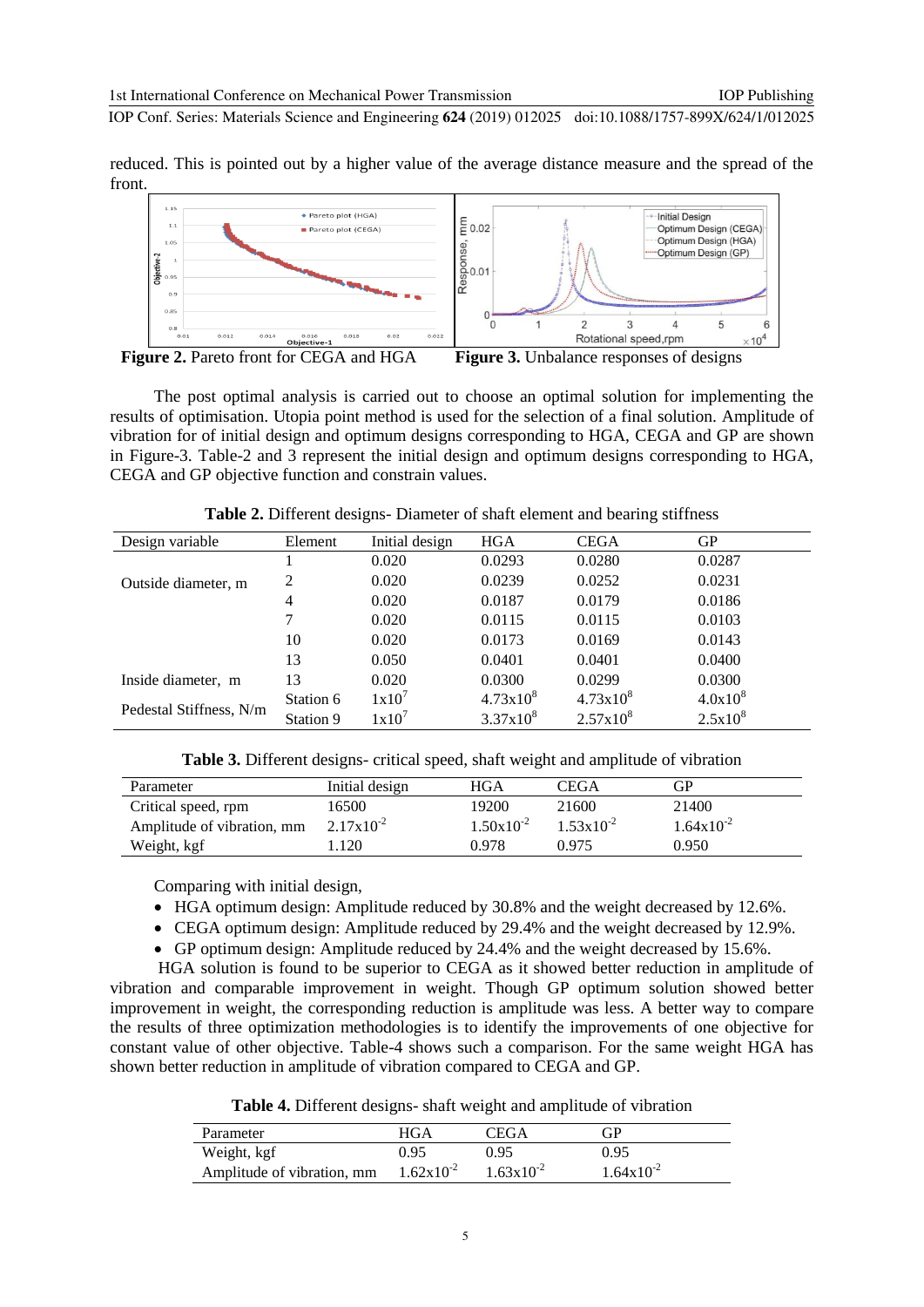reduced. This is pointed out by a higher value of the average distance measure and the spread of the front.

**Figure 2.** Pareto front for CEGA and HGA

**Figure 3.** Unbalance responses of designs

The post optimal analysis is carried out to choose an optimal solution for implementing the results of optimisation. Utopia point method is used for the selection of a final solution. Amplitude of vibration for of initial design and optimum designs corresponding to HGA, CEGA and GP are shown in Figure-3. Table-2 and 3 represent the initial design and optimum designs corresponding to HGA, CEGA and GP objective function and constrain values.

**Table 2.** Different designs- Diameter of shaft element and bearing stiffness

| Design variable | Element | Initial design | HGA | CEGA | GP |
|---|---|---|---|---|---|
| Outside diameter, m | 1 | 0.020 | 0.0293 | 0.0280 | 0.0287 |
| | 2 | 0.020 | 0.0239 | 0.0252 | 0.0231 |
| | 4 | 0.020 | 0.0187 | 0.0179 | 0.0186 |
| | 7 | 0.020 | 0.0115 | 0.0115 | 0.0103 |
| | 10 | 0.020 | 0.0173 | 0.0169 | 0.0143 |
| | 13 | 0.050 | 0.0401 | 0.0401 | 0.0400 |
| Inside diameter, m | 13 | 0.020 | 0.0300 | 0.0299 | 0.0300 |
| Pedestal Stiffness, N/m | Station 6 | $1x10^7$ | $4.73x10^8$ | $4.73x10^8$ | $4.0x10^8$ |
| | Station 9 | $1x10^7$ | $3.37x10^8$ | $2.57x10^8$ | $2.5x10^8$ |

**Table 3.** Different designs- critical speed, shaft weight and amplitude of vibration

| Parameter | Initial design | HGA | CEGA | GP |
|---|---|---|---|---|
| Critical speed, rpm | 16500 | 19200 | 21600 | 21400 |
| Amplitude of vibration, mm | $2.17x10^{-2}$ | $1.50x10^{-2}$ | $1.53x10^{-2}$ | $1.64x10^{-2}$ |
| Weight, kgf | 1.120 | 0.978 | 0.975 | 0.950 |

Comparing with initial design,

- HGA optimum design: Amplitude reduced by 30.8% and the weight decreased by 12.6%.
- CEGA optimum design: Amplitude reduced by 29.4% and the weight decreased by 12.9%.
- GP optimum design: Amplitude reduced by 24.4% and the weight decreased by 15.6%.

HGA solution is found to be superior to CEGA as it showed better reduction in amplitude of vibration and comparable improvement in weight. Though GP optimum solution showed better improvement in weight, the corresponding reduction is amplitude was less. A better way to compare the results of three optimization methodologies is to identify the improvements of one objective for constant value of other objective. Table-4 shows such a comparison. For the same weight HGA has shown better reduction in amplitude of vibration compared to CEGA and GP.

**Table 4.** Different designs- shaft weight and amplitude of vibration

| Parameter | HGA | CEGA | GP |
|---|---|---|---|
| Weight, kgf | 0.95 | 0.95 | 0.95 |
| Amplitude of vibration, mm | $1.62x10^{-2}$ | $1.63x10^{-2}$ | $1.64x10^{-2}$ |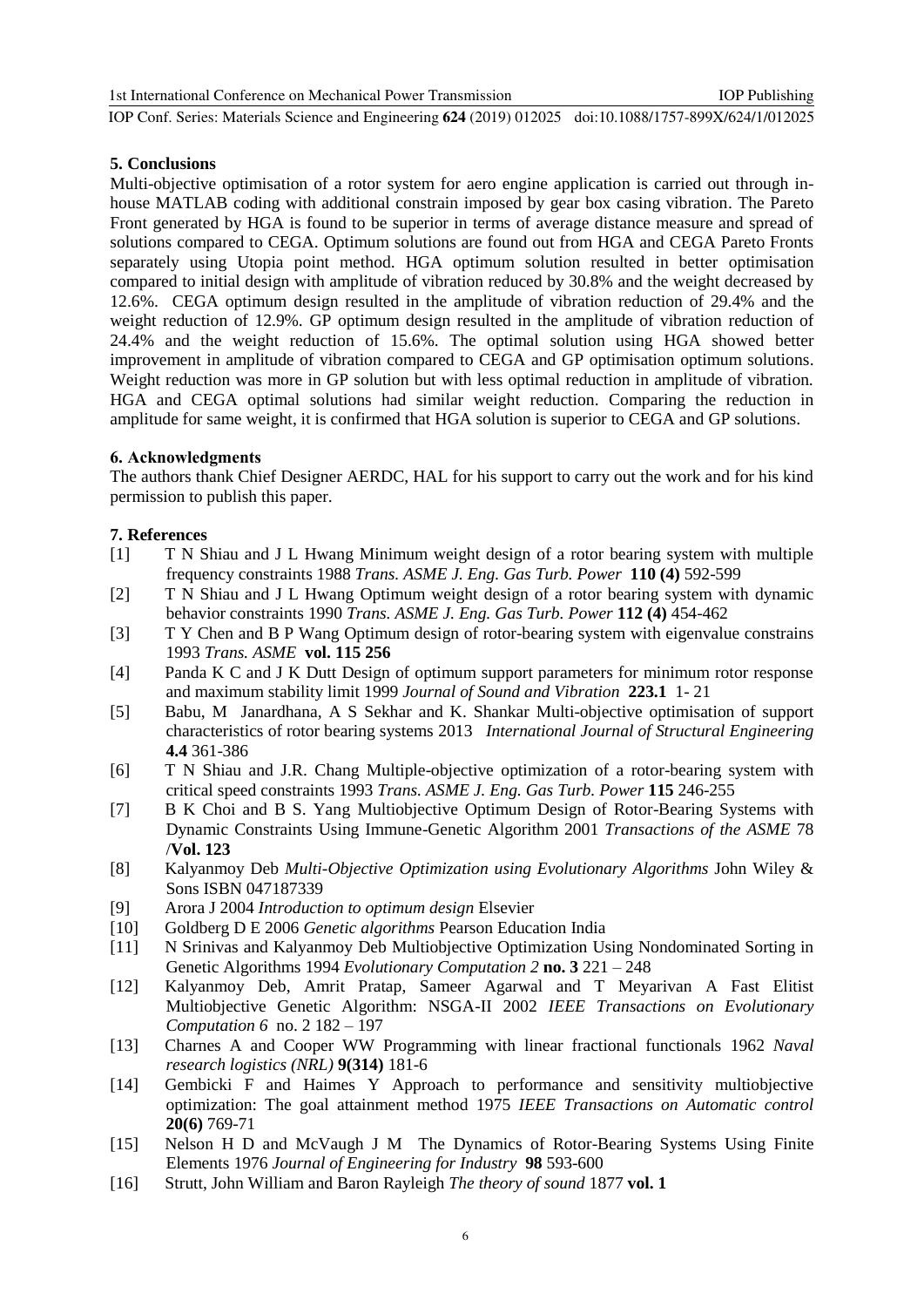## 5. Conclusions

Multi-objective optimisation of a rotor system for aero engine application is carried out through in-house MATLAB coding with additional constrain imposed by gear box casing vibration. The Pareto Front generated by HGA is found to be superior in terms of average distance measure and spread of solutions compared to CEGA. Optimum solutions are found out from HGA and CEGA Pareto Fronts separately using Utopia point method. HGA optimum solution resulted in better optimisation compared to initial design with amplitude of vibration reduced by 30.8% and the weight decreased by 12.6%. CEGA optimum design resulted in the amplitude of vibration reduction of 29.4% and the weight reduction of 12.9%. GP optimum design resulted in the amplitude of vibration reduction of 24.4% and the weight reduction of 15.6%. The optimal solution using HGA showed better improvement in amplitude of vibration compared to CEGA and GP optimisation optimum solutions. Weight reduction was more in GP solution but with less optimal reduction in amplitude of vibration. HGA and CEGA optimal solutions had similar weight reduction. Comparing the reduction in amplitude for same weight, it is confirmed that HGA solution is superior to CEGA and GP solutions.

## 6. Acknowledgments

The authors thank Chief Designer AERDC, HAL for his support to carry out the work and for his kind permission to publish this paper.

## 7. References

[1] T N Shiau and J L Hwang Minimum weight design of a rotor bearing system with multiple frequency constraints 1988 *Trans. ASME J. Eng. Gas Turb. Power* **110 (4)** 592-599

[2] T N Shiau and J L Hwang Optimum weight design of a rotor bearing system with dynamic behavior constraints 1990 *Trans. ASME J. Eng. Gas Turb. Power* **112 (4)** 454-462

[3] T Y Chen and B P Wang Optimum design of rotor-bearing system with eigenvalue constrains 1993 *Trans. ASME* **vol. 115 256**

[4] Panda K C and J K Dutt Design of optimum support parameters for minimum rotor response and maximum stability limit 1999 *Journal of Sound and Vibration* **223.1** 1- 21

[5] Babu, M Janardhana, A S Sekhar and K. Shankar Multi-objective optimisation of support characteristics of rotor bearing systems 2013 *International Journal of Structural Engineering* **4.4** 361-386

[6] T N Shiau and J.R. Chang Multiple-objective optimization of a rotor-bearing system with critical speed constraints 1993 *Trans. ASME J. Eng. Gas Turb. Power* **115** 246-255

[7] B K Choi and B S. Yang Multiobjective Optimum Design of Rotor-Bearing Systems with Dynamic Constraints Using Immune-Genetic Algorithm 2001 *Transactions of the ASME* 78 /**Vol. 123**

[8] Kalyanmoy Deb *Multi-Objective Optimization using Evolutionary Algorithms* John Wiley & Sons ISBN 047187339

[9] Arora J 2004 *Introduction to optimum design* Elsevier

[10] Goldberg D E 2006 *Genetic algorithms* Pearson Education India

[11] N Srinivas and Kalyanmoy Deb Multiobjective Optimization Using Nondominated Sorting in Genetic Algorithms 1994 *Evolutionary Computation 2* **no. 3** 221 – 248

[12] Kalyanmoy Deb, Amrit Pratap, Sameer Agarwal and T Meyarivan A Fast Elitist Multiobjective Genetic Algorithm: NSGA-II 2002 *IEEE Transactions on Evolutionary Computation 6* no. 2 182 – 197

[13] Charnes A and Cooper WW Programming with linear fractional functionals 1962 *Naval research logistics (NRL)* **9(314)** 181-6

[14] Gembicki F and Haimes Y Approach to performance and sensitivity multiobjective optimization: The goal attainment method 1975 *IEEE Transactions on Automatic control* **20(6)** 769-71

[15] Nelson H D and McVaugh J M The Dynamics of Rotor-Bearing Systems Using Finite Elements 1976 *Journal of Engineering for Industry* **98** 593-600

[16] Strutt, John William and Baron Rayleigh *The theory of sound* 1877 **vol. 1**